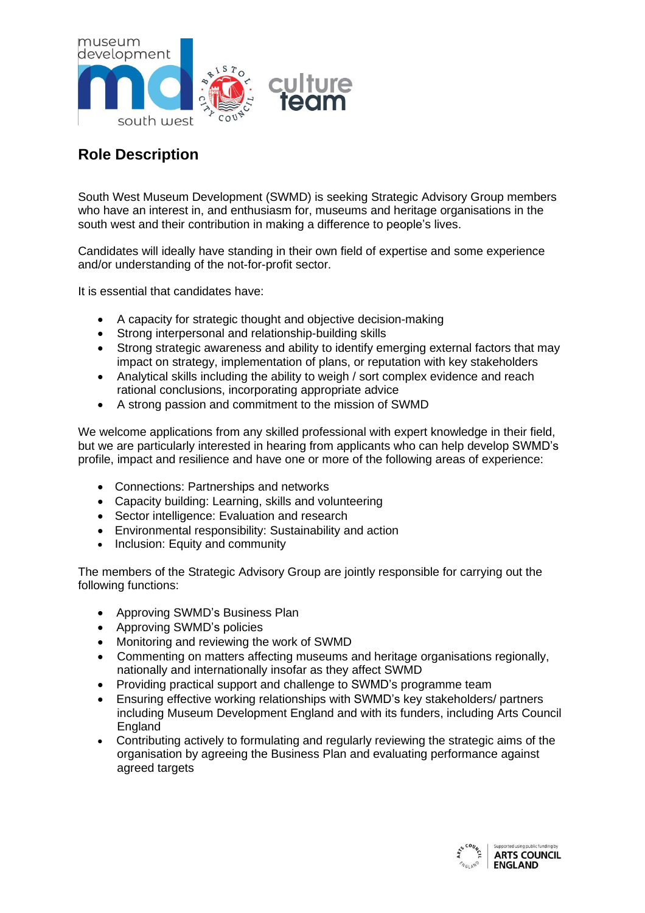## Role Description

South West Museum Development (SWMD) is seeking Strategic Advisory Group members who have an interest in, and enthusiasm for, museums and heritage organisations in the south west and their contribution in making a difference to people's lives.

Candidates will ideally have standing in their own field of expertise and some experience and/or understanding of the not-for-profit sector.

It is essential that candidates have:

- A capacity for strategic thought and objective decision-making
- Strong interpersonal and relationship-building skills
- Strong strategic awareness and ability to identify emerging external factors that may impact on strategy, implementation of plans, or reputation with key stakeholders
- Analytical skills including the ability to weigh / sort complex evidence and reach rational conclusions, incorporating appropriate advice
- A strong passion and commitment to the mission of SWMD

We welcome applications from any skilled professional with expert knowledge in their field, but we are particularly interested in hearing from applicants who can help develop SWMD's profile, impact and resilience and have one or more of the following areas of experience:

- Connections: Partnerships and networks
- Capacity building: Learning, skills and volunteering
- Sector intelligence: Evaluation and research
- Environmental responsibility: Sustainability and action
- Inclusion: Equity and community

The members of the Strategic Advisory Group are jointly responsible for carrying out the following functions:

- Approving SWMD's Business Plan
- Approving SWMD's policies
- Monitoring and reviewing the work of SWMD
- Commenting on matters affecting museums and heritage organisations regionally, nationally and internationally insofar as they affect SWMD
- Providing practical support and challenge to SWMD's programme team
- Ensuring effective working relationships with SWMD's key stakeholders/ partners including Museum Development England and with its funders, including Arts Council England
- Contributing actively to formulating and regularly reviewing the strategic aims of the organisation by agreeing the Business Plan and evaluating performance against agreed targets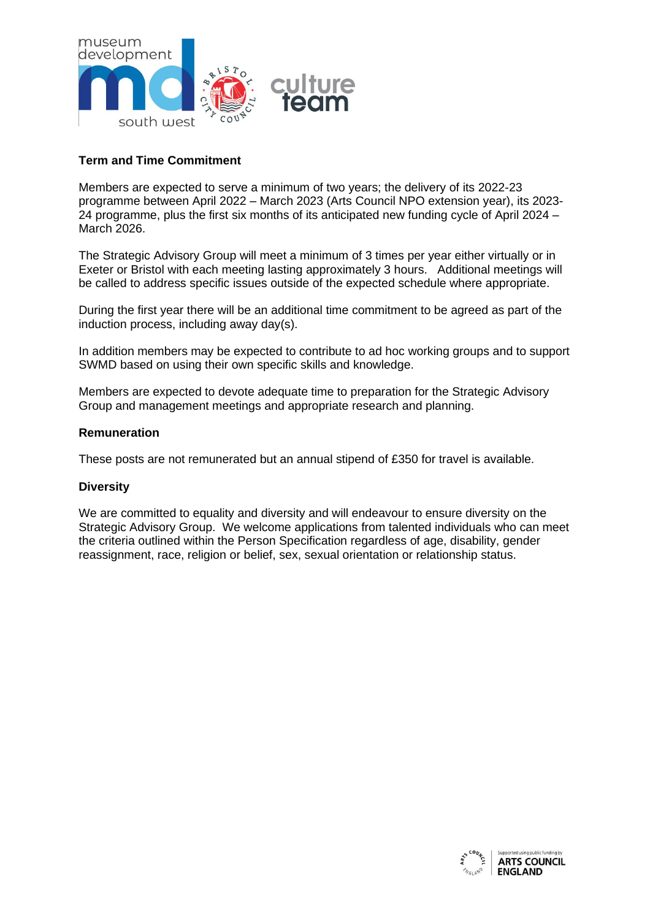**Term and Time Commitment**

Members are expected to serve a minimum of two years; the delivery of its 2022-23 programme between April 2022 – March 2023 (Arts Council NPO extension year), its 2023-24 programme, plus the first six months of its anticipated new funding cycle of April 2024 – March 2026.

The Strategic Advisory Group will meet a minimum of 3 times per year either virtually or in Exeter or Bristol with each meeting lasting approximately 3 hours. Additional meetings will be called to address specific issues outside of the expected schedule where appropriate.

During the first year there will be an additional time commitment to be agreed as part of the induction process, including away day(s).

In addition members may be expected to contribute to ad hoc working groups and to support SWMD based on using their own specific skills and knowledge.

Members are expected to devote adequate time to preparation for the Strategic Advisory Group and management meetings and appropriate research and planning.

**Remuneration**

These posts are not remunerated but an annual stipend of £350 for travel is available.

**Diversity**

We are committed to equality and diversity and will endeavour to ensure diversity on the Strategic Advisory Group. We welcome applications from talented individuals who can meet the criteria outlined within the Person Specification regardless of age, disability, gender reassignment, race, religion or belief, sex, sexual orientation or relationship status.